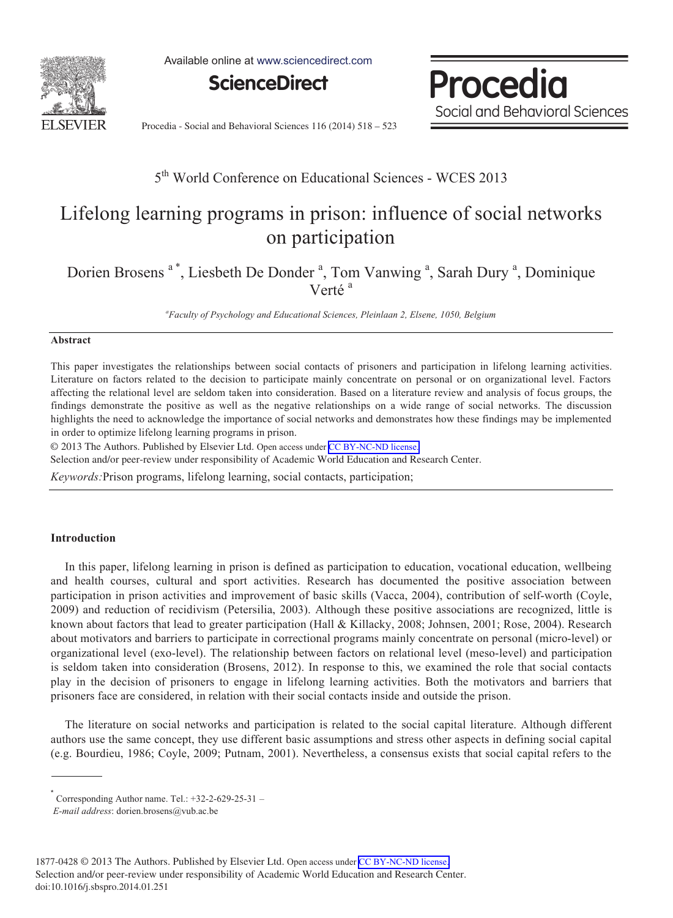5th World Conference on Educational Sciences - WCES 2013

# Lifelong learning programs in prison: influence of social networks on participation

Dorien Brosens [a]*, Liesbeth De Donder [a], Tom Vanwing [a], Sarah Dury [a], Dominique Verté [a]

[a] *Faculty of Psychology and Educational Sciences, Pleinlaan 2, Elsene, 1050, Belgium*

## Abstract

This paper investigates the relationships between social contacts of prisoners and participation in lifelong learning activities. Literature on factors related to the decision to participate mainly concentrate on personal or on organizational level. Factors affecting the relational level are seldom taken into consideration. Based on a literature review and analysis of focus groups, the findings demonstrate the positive as well as the negative relationships on a wide range of social networks. The discussion highlights the need to acknowledge the importance of social networks and demonstrates how these findings may be implemented in order to optimize lifelong learning programs in prison.

© 2013 The Authors. Published by Elsevier Ltd. Open access under CC BY-NC-ND license.

Selection and/or peer-review under responsibility of Academic World Education and Research Center.

*Keywords:* Prison programs, lifelong learning, social contacts, participation;

## Introduction

In this paper, lifelong learning in prison is defined as participation to education, vocational education, wellbeing and health courses, cultural and sport activities. Research has documented the positive association between participation in prison activities and improvement of basic skills (Vacca, 2004), contribution of self-worth (Coyle, 2009) and reduction of recidivism (Petersilia, 2003). Although these positive associations are recognized, little is known about factors that lead to greater participation (Hall & Killacky, 2008; Johnsen, 2001; Rose, 2004). Research about motivators and barriers to participate in correctional programs mainly concentrate on personal (micro-level) or organizational level (exo-level). The relationship between factors on relational level (meso-level) and participation is seldom taken into consideration (Brosens, 2012). In response to this, we examined the role that social contacts play in the decision of prisoners to engage in lifelong learning activities. Both the motivators and barriers that prisoners face are considered, in relation with their social contacts inside and outside the prison.

The literature on social networks and participation is related to the social capital literature. Although different authors use the same concept, they use different basic assumptions and stress other aspects in defining social capital (e.g. Bourdieu, 1986; Coyle, 2009; Putnam, 2001). Nevertheless, a consensus exists that social capital refers to the

---

* Corresponding Author name. Tel.: +32-2-629-25-31 –
*E-mail address*: dorien.brosens@vub.ac.be

1877-0428 © 2013 The Authors. Published by Elsevier Ltd. Open access under CC BY-NC-ND license.
Selection and/or peer-review under responsibility of Academic World Education and Research Center.
doi:10.1016/j.sbspro.2014.01.251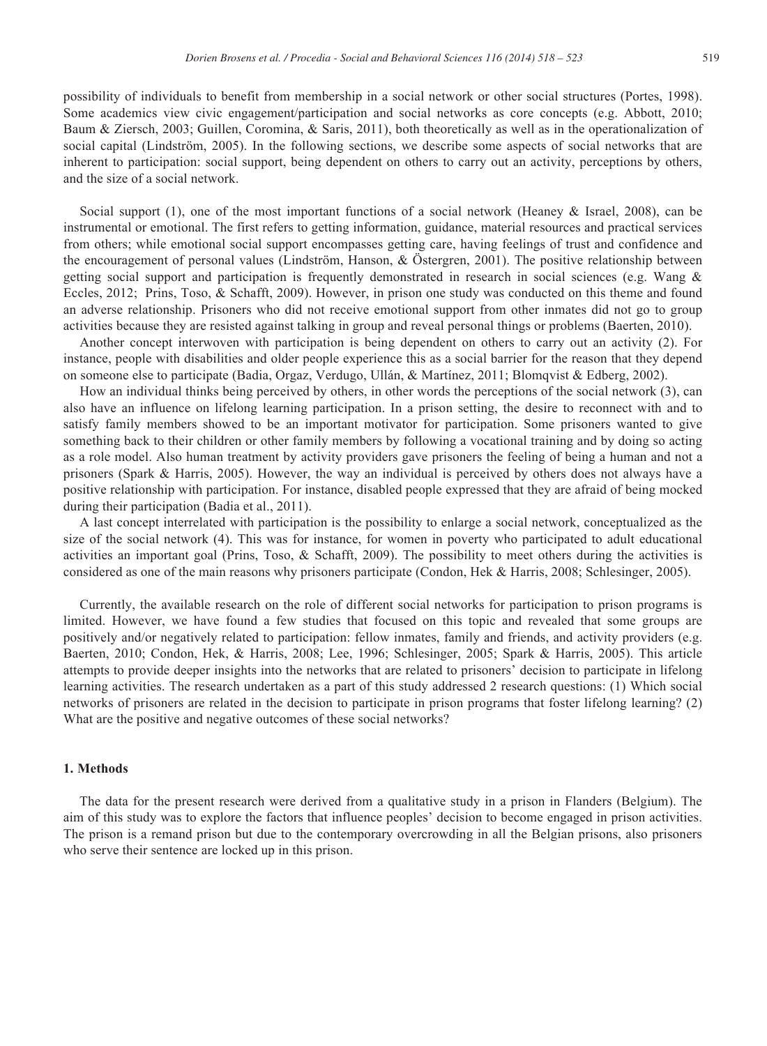possibility of individuals to benefit from membership in a social network or other social structures (Portes, 1998). Some academics view civic engagement/participation and social networks as core concepts (e.g. Abbott, 2010; Baum & Ziersch, 2003; Guillen, Coromina, & Saris, 2011), both theoretically as well as in the operationalization of social capital (Lindström, 2005). In the following sections, we describe some aspects of social networks that are inherent to participation: social support, being dependent on others to carry out an activity, perceptions by others, and the size of a social network.

Social support (1), one of the most important functions of a social network (Heaney & Israel, 2008), can be instrumental or emotional. The first refers to getting information, guidance, material resources and practical services from others; while emotional social support encompasses getting care, having feelings of trust and confidence and the encouragement of personal values (Lindström, Hanson, & Östergren, 2001). The positive relationship between getting social support and participation is frequently demonstrated in research in social sciences (e.g. Wang & Eccles, 2012; Prins, Toso, & Schafft, 2009). However, in prison one study was conducted on this theme and found an adverse relationship. Prisoners who did not receive emotional support from other inmates did not go to group activities because they are resisted against talking in group and reveal personal things or problems (Baerten, 2010).

Another concept interwoven with participation is being dependent on others to carry out an activity (2). For instance, people with disabilities and older people experience this as a social barrier for the reason that they depend on someone else to participate (Badia, Orgaz, Verdugo, Ullán, & Martínez, 2011; Blomqvist & Edberg, 2002).

How an individual thinks being perceived by others, in other words the perceptions of the social network (3), can also have an influence on lifelong learning participation. In a prison setting, the desire to reconnect with and to satisfy family members showed to be an important motivator for participation. Some prisoners wanted to give something back to their children or other family members by following a vocational training and by doing so acting as a role model. Also human treatment by activity providers gave prisoners the feeling of being a human and not a prisoners (Spark & Harris, 2005). However, the way an individual is perceived by others does not always have a positive relationship with participation. For instance, disabled people expressed that they are afraid of being mocked during their participation (Badia et al., 2011).

A last concept interrelated with participation is the possibility to enlarge a social network, conceptualized as the size of the social network (4). This was for instance, for women in poverty who participated to adult educational activities an important goal (Prins, Toso, & Schafft, 2009). The possibility to meet others during the activities is considered as one of the main reasons why prisoners participate (Condon, Hek & Harris, 2008; Schlesinger, 2005).

Currently, the available research on the role of different social networks for participation to prison programs is limited. However, we have found a few studies that focused on this topic and revealed that some groups are positively and/or negatively related to participation: fellow inmates, family and friends, and activity providers (e.g. Baerten, 2010; Condon, Hek, & Harris, 2008; Lee, 1996; Schlesinger, 2005; Spark & Harris, 2005). This article attempts to provide deeper insights into the networks that are related to prisoners' decision to participate in lifelong learning activities. The research undertaken as a part of this study addressed 2 research questions: (1) Which social networks of prisoners are related in the decision to participate in prison programs that foster lifelong learning? (2) What are the positive and negative outcomes of these social networks?

## 1. Methods

The data for the present research were derived from a qualitative study in a prison in Flanders (Belgium). The aim of this study was to explore the factors that influence peoples' decision to become engaged in prison activities. The prison is a remand prison but due to the contemporary overcrowding in all the Belgian prisons, also prisoners who serve their sentence are locked up in this prison.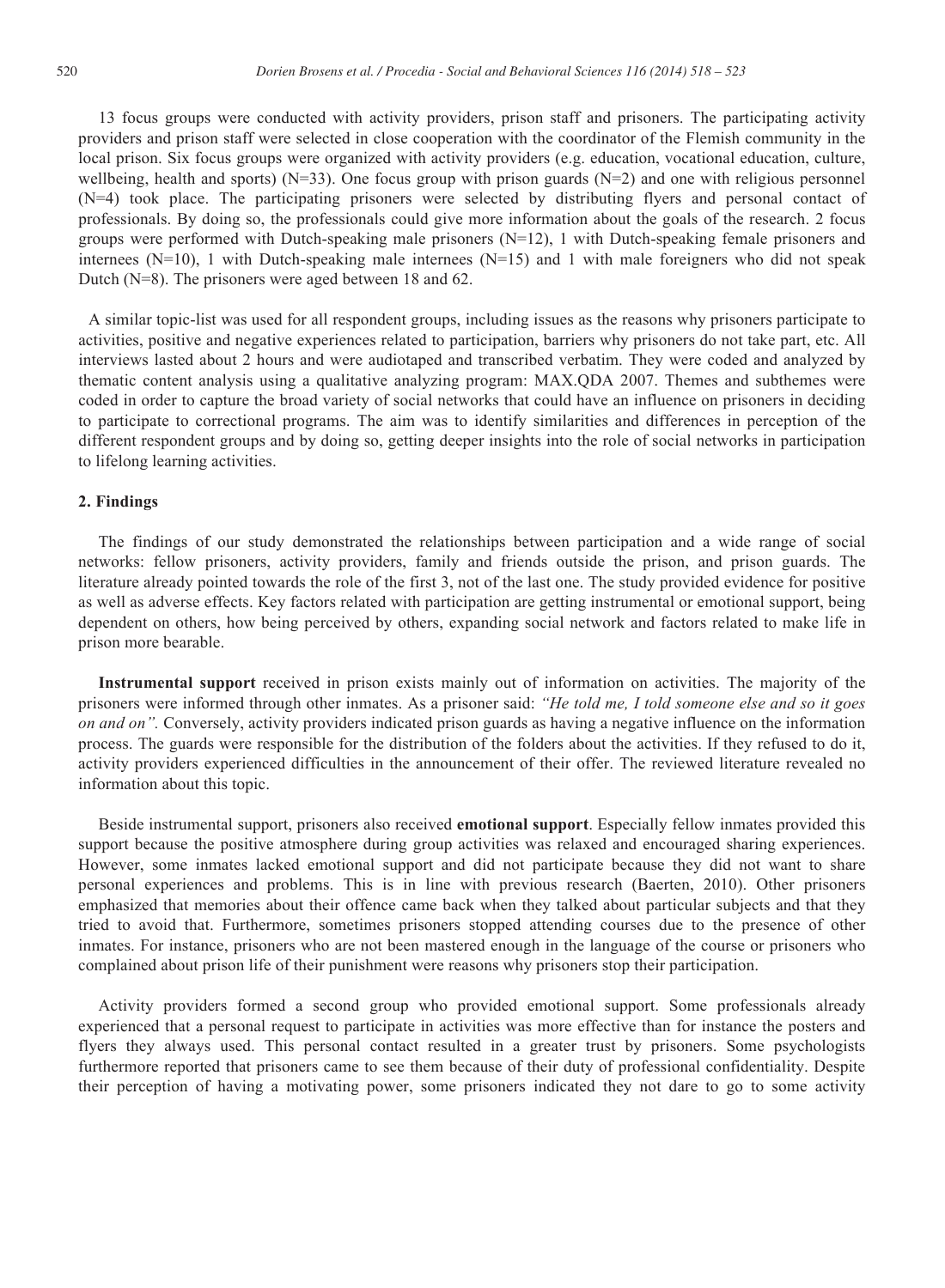13 focus groups were conducted with activity providers, prison staff and prisoners. The participating activity providers and prison staff were selected in close cooperation with the coordinator of the Flemish community in the local prison. Six focus groups were organized with activity providers (e.g. education, vocational education, culture, wellbeing, health and sports) (N=33). One focus group with prison guards (N=2) and one with religious personnel (N=4) took place. The participating prisoners were selected by distributing flyers and personal contact of professionals. By doing so, the professionals could give more information about the goals of the research. 2 focus groups were performed with Dutch-speaking male prisoners (N=12), 1 with Dutch-speaking female prisoners and internees (N=10), 1 with Dutch-speaking male internees (N=15) and 1 with male foreigners who did not speak Dutch (N=8). The prisoners were aged between 18 and 62.

A similar topic-list was used for all respondent groups, including issues as the reasons why prisoners participate to activities, positive and negative experiences related to participation, barriers why prisoners do not take part, etc. All interviews lasted about 2 hours and were audiotaped and transcribed verbatim. They were coded and analyzed by thematic content analysis using a qualitative analyzing program: MAX.QDA 2007. Themes and subthemes were coded in order to capture the broad variety of social networks that could have an influence on prisoners in deciding to participate to correctional programs. The aim was to identify similarities and differences in perception of the different respondent groups and by doing so, getting deeper insights into the role of social networks in participation to lifelong learning activities.

## 2. Findings

The findings of our study demonstrated the relationships between participation and a wide range of social networks: fellow prisoners, activity providers, family and friends outside the prison, and prison guards. The literature already pointed towards the role of the first 3, not of the last one. The study provided evidence for positive as well as adverse effects. Key factors related with participation are getting instrumental or emotional support, being dependent on others, how being perceived by others, expanding social network and factors related to make life in prison more bearable.

**Instrumental support** received in prison exists mainly out of information on activities. The majority of the prisoners were informed through other inmates. As a prisoner said: *"He told me, I told someone else and so it goes on and on".* Conversely, activity providers indicated prison guards as having a negative influence on the information process. The guards were responsible for the distribution of the folders about the activities. If they refused to do it, activity providers experienced difficulties in the announcement of their offer. The reviewed literature revealed no information about this topic.

Beside instrumental support, prisoners also received **emotional support**. Especially fellow inmates provided this support because the positive atmosphere during group activities was relaxed and encouraged sharing experiences. However, some inmates lacked emotional support and did not participate because they did not want to share personal experiences and problems. This is in line with previous research (Baerten, 2010). Other prisoners emphasized that memories about their offence came back when they talked about particular subjects and that they tried to avoid that. Furthermore, sometimes prisoners stopped attending courses due to the presence of other inmates. For instance, prisoners who are not been mastered enough in the language of the course or prisoners who complained about prison life of their punishment were reasons why prisoners stop their participation.

Activity providers formed a second group who provided emotional support. Some professionals already experienced that a personal request to participate in activities was more effective than for instance the posters and flyers they always used. This personal contact resulted in a greater trust by prisoners. Some psychologists furthermore reported that prisoners came to see them because of their duty of professional confidentiality. Despite their perception of having a motivating power, some prisoners indicated they not dare to go to some activity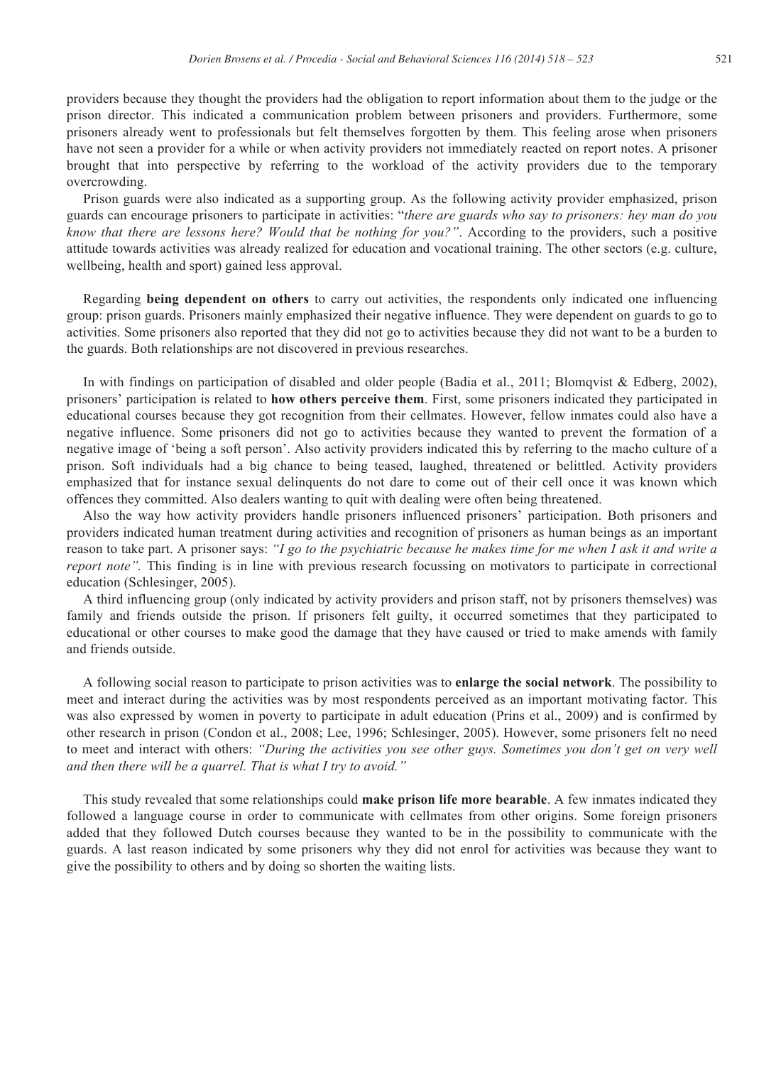providers because they thought the providers had the obligation to report information about them to the judge or the prison director. This indicated a communication problem between prisoners and providers. Furthermore, some prisoners already went to professionals but felt themselves forgotten by them. This feeling arose when prisoners have not seen a provider for a while or when activity providers not immediately reacted on report notes. A prisoner brought that into perspective by referring to the workload of the activity providers due to the temporary overcrowding.

Prison guards were also indicated as a supporting group. As the following activity provider emphasized, prison guards can encourage prisoners to participate in activities: "*there are guards who say to prisoners: hey man do you know that there are lessons here? Would that be nothing for you?"*. According to the providers, such a positive attitude towards activities was already realized for education and vocational training. The other sectors (e.g. culture, wellbeing, health and sport) gained less approval.

Regarding **being dependent on others** to carry out activities, the respondents only indicated one influencing group: prison guards. Prisoners mainly emphasized their negative influence. They were dependent on guards to go to activities. Some prisoners also reported that they did not go to activities because they did not want to be a burden to the guards. Both relationships are not discovered in previous researches.

In with findings on participation of disabled and older people (Badia et al., 2011; Blomqvist & Edberg, 2002), prisoners' participation is related to **how others perceive them**. First, some prisoners indicated they participated in educational courses because they got recognition from their cellmates. However, fellow inmates could also have a negative influence. Some prisoners did not go to activities because they wanted to prevent the formation of a negative image of 'being a soft person'. Also activity providers indicated this by referring to the macho culture of a prison. Soft individuals had a big chance to being teased, laughed, threatened or belittled. Activity providers emphasized that for instance sexual delinquents do not dare to come out of their cell once it was known which offences they committed. Also dealers wanting to quit with dealing were often being threatened.

Also the way how activity providers handle prisoners influenced prisoners' participation. Both prisoners and providers indicated human treatment during activities and recognition of prisoners as human beings as an important reason to take part. A prisoner says: *"I go to the psychiatric because he makes time for me when I ask it and write a report note".* This finding is in line with previous research focussing on motivators to participate in correctional education (Schlesinger, 2005).

A third influencing group (only indicated by activity providers and prison staff, not by prisoners themselves) was family and friends outside the prison. If prisoners felt guilty, it occurred sometimes that they participated to educational or other courses to make good the damage that they have caused or tried to make amends with family and friends outside.

A following social reason to participate to prison activities was to **enlarge the social network**. The possibility to meet and interact during the activities was by most respondents perceived as an important motivating factor. This was also expressed by women in poverty to participate in adult education (Prins et al., 2009) and is confirmed by other research in prison (Condon et al., 2008; Lee, 1996; Schlesinger, 2005). However, some prisoners felt no need to meet and interact with others: *"During the activities you see other guys. Sometimes you don't get on very well and then there will be a quarrel. That is what I try to avoid."*

This study revealed that some relationships could **make prison life more bearable**. A few inmates indicated they followed a language course in order to communicate with cellmates from other origins. Some foreign prisoners added that they followed Dutch courses because they wanted to be in the possibility to communicate with the guards. A last reason indicated by some prisoners why they did not enrol for activities was because they want to give the possibility to others and by doing so shorten the waiting lists.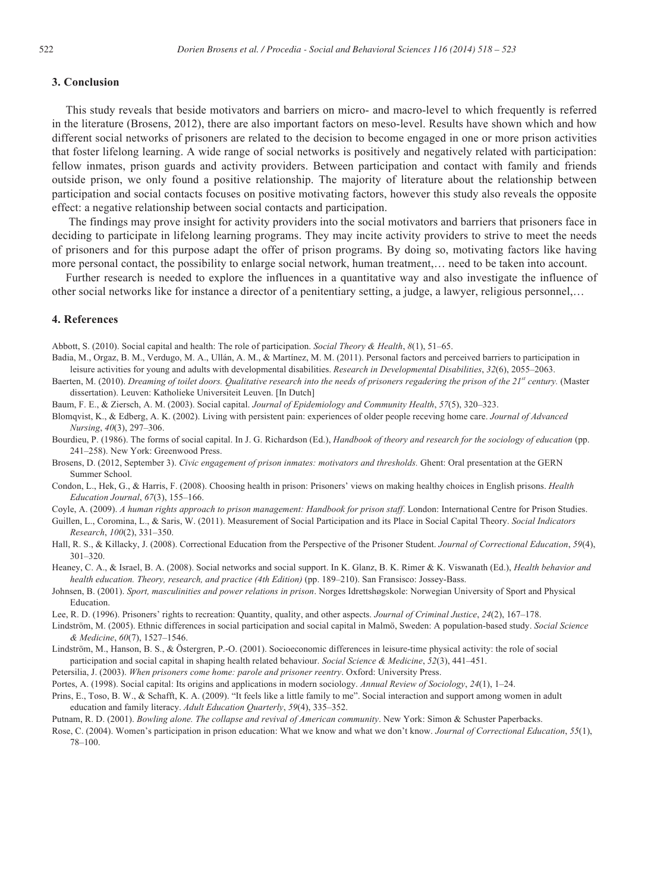## 3. Conclusion

This study reveals that beside motivators and barriers on micro- and macro-level to which frequently is referred in the literature (Brosens, 2012), there are also important factors on meso-level. Results have shown which and how different social networks of prisoners are related to the decision to become engaged in one or more prison activities that foster lifelong learning. A wide range of social networks is positively and negatively related with participation: fellow inmates, prison guards and activity providers. Between participation and contact with family and friends outside prison, we only found a positive relationship. The majority of literature about the relationship between participation and social contacts focuses on positive motivating factors, however this study also reveals the opposite effect: a negative relationship between social contacts and participation.

The findings may prove insight for activity providers into the social motivators and barriers that prisoners face in deciding to participate in lifelong learning programs. They may incite activity providers to strive to meet the needs of prisoners and for this purpose adapt the offer of prison programs. By doing so, motivating factors like having more personal contact, the possibility to enlarge social network, human treatment,… need to be taken into account.

Further research is needed to explore the influences in a quantitative way and also investigate the influence of other social networks like for instance a director of a penitentiary setting, a judge, a lawyer, religious personnel,…

## 4. References

Abbott, S. (2010). Social capital and health: The role of participation. *Social Theory & Health*, *8*(1), 51–65.

Badia, M., Orgaz, B. M., Verdugo, M. A., Ullán, A. M., & Martínez, M. M. (2011). Personal factors and perceived barriers to participation in leisure activities for young and adults with developmental disabilities. *Research in Developmental Disabilities*, *32*(6), 2055–2063.

Baerten, M. (2010). *Dreaming of toilet doors. Qualitative research into the needs of prisoners regadering the prison of the 21st century.* (Master dissertation). Leuven: Katholieke Universiteit Leuven. [In Dutch]

Baum, F. E., & Ziersch, A. M. (2003). Social capital. *Journal of Epidemiology and Community Health*, *57*(5), 320–323.

Blomqvist, K., & Edberg, A. K. (2002). Living with persistent pain: experiences of older people receving home care. *Journal of Advanced Nursing*, *40*(3), 297–306.

Bourdieu, P. (1986). The forms of social capital. In J. G. Richardson (Ed.), *Handbook of theory and research for the sociology of education* (pp. 241–258). New York: Greenwood Press.

Brosens, D. (2012, September 3). *Civic engagement of prison inmates: motivators and thresholds.* Ghent: Oral presentation at the GERN Summer School.

Condon, L., Hek, G., & Harris, F. (2008). Choosing health in prison: Prisoners' views on making healthy choices in English prisons. *Health Education Journal*, *67*(3), 155–166.

Coyle, A. (2009). *A human rights approach to prison management: Handbook for prison staff*. London: International Centre for Prison Studies.

Guillen, L., Coromina, L., & Saris, W. (2011). Measurement of Social Participation and its Place in Social Capital Theory. *Social Indicators Research*, *100*(2), 331–350.

Hall, R. S., & Killacky, J. (2008). Correctional Education from the Perspective of the Prisoner Student. *Journal of Correctional Education*, *59*(4), 301–320.

Heaney, C. A., & Israel, B. A. (2008). Social networks and social support. In K. Glanz, B. K. Rimer & K. Viswanath (Ed.), *Health behavior and health education. Theory, research, and practice (4th Edition)* (pp. 189–210). San Fransisco: Jossey-Bass.

Johnsen, B. (2001). *Sport, masculinities and power relations in prison*. Norges Idrettshøgskole: Norwegian University of Sport and Physical Education.

Lee, R. D. (1996). Prisoners' rights to recreation: Quantity, quality, and other aspects. *Journal of Criminal Justice*, *24*(2), 167–178.

Lindström, M. (2005). Ethnic differences in social participation and social capital in Malmö, Sweden: A population-based study. *Social Science & Medicine*, *60*(7), 1527–1546.

Lindström, M., Hanson, B. S., & Östergren, P.-O. (2001). Socioeconomic differences in leisure-time physical activity: the role of social participation and social capital in shaping health related behaviour. *Social Science & Medicine*, *52*(3), 441–451.

Petersilia, J. (2003). *When prisoners come home: parole and prisoner reentry*. Oxford: University Press.

Portes, A. (1998). Social capital: Its origins and applications in modern sociology. *Annual Review of Sociology*, *24*(1), 1–24.

Prins, E., Toso, B. W., & Schafft, K. A. (2009). "It feels like a little family to me". Social interaction and support among women in adult education and family literacy. *Adult Education Quarterly*, *59*(4), 335–352.

Putnam, R. D. (2001). *Bowling alone. The collapse and revival of American community*. New York: Simon & Schuster Paperbacks.

Rose, C. (2004). Women's participation in prison education: What we know and what we don't know. *Journal of Correctional Education*, *55*(1), 78–100.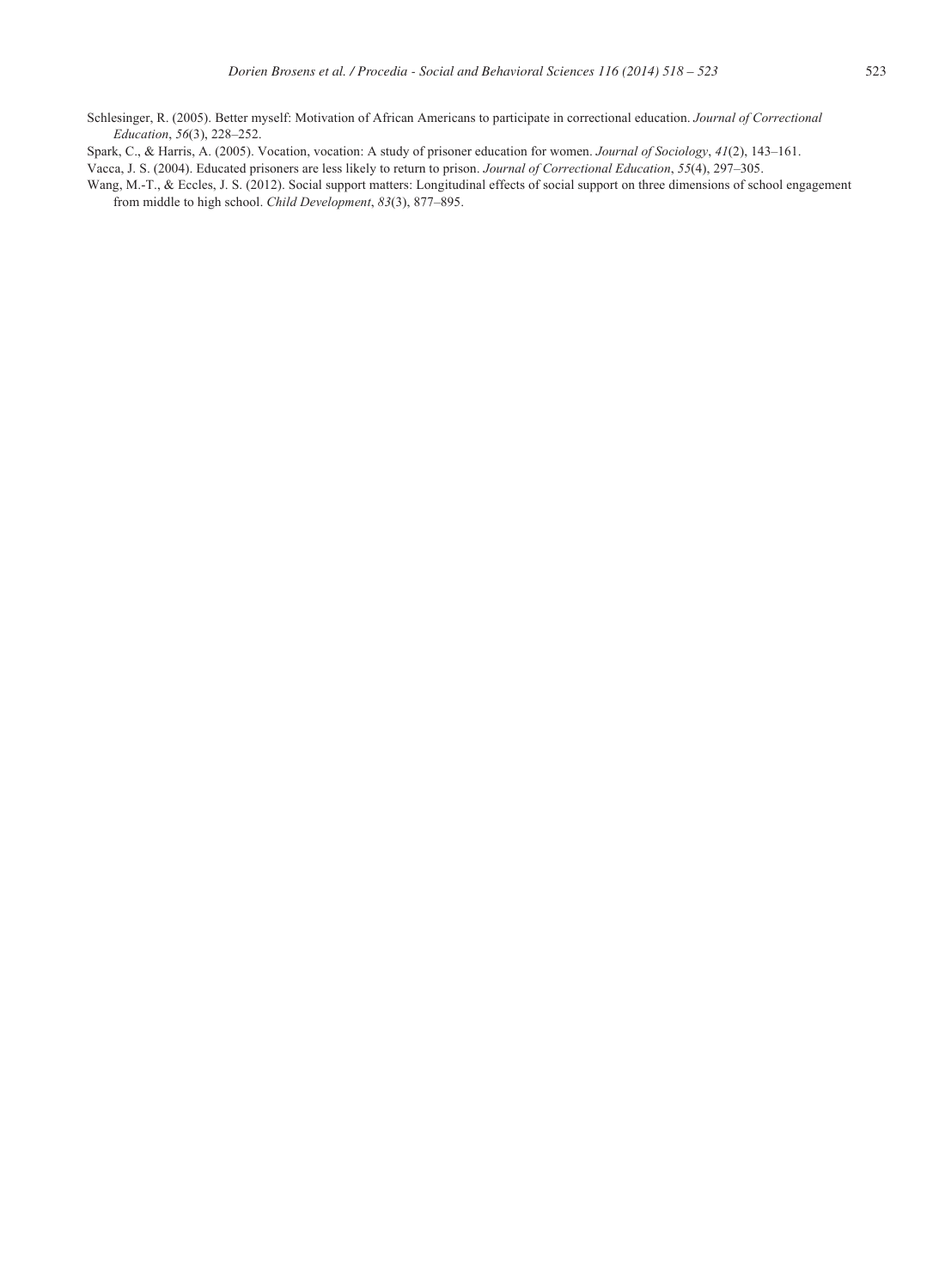Schlesinger, R. (2005). Better myself: Motivation of African Americans to participate in correctional education. *Journal of Correctional Education*, *56*(3), 228–252.

Spark, C., & Harris, A. (2005). Vocation, vocation: A study of prisoner education for women. *Journal of Sociology*, *41*(2), 143–161.

Vacca, J. S. (2004). Educated prisoners are less likely to return to prison. *Journal of Correctional Education*, *55*(4), 297–305.

Wang, M.-T., & Eccles, J. S. (2012). Social support matters: Longitudinal effects of social support on three dimensions of school engagement from middle to high school. *Child Development*, *83*(3), 877–895.